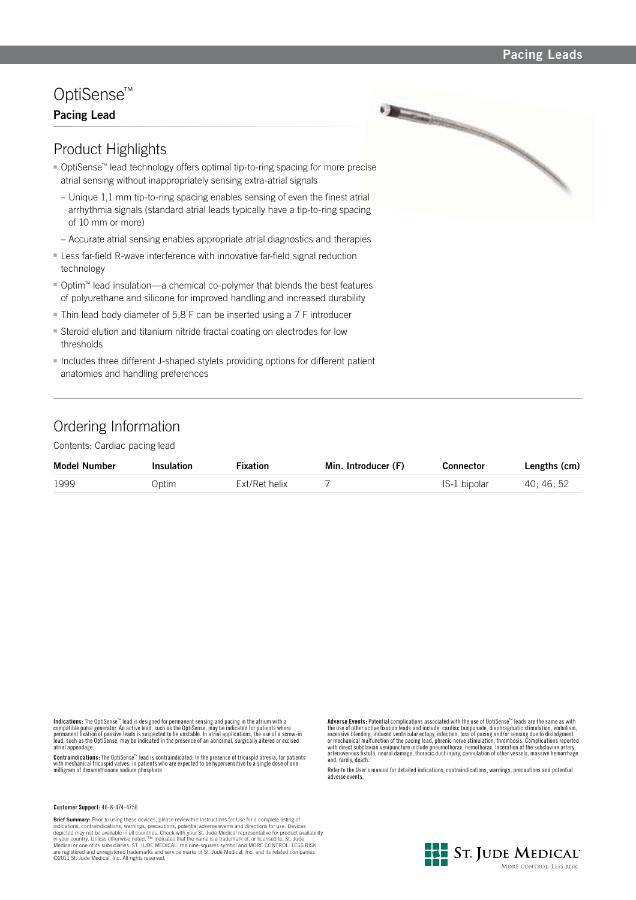# OptiSense™

**Pacing Lead**

## Product Highlights

- OptiSense™ lead technology offers optimal tip-to-ring spacing for more precise atrial sensing without inappropriately sensing extra-atrial signals
  - Unique 1,1 mm tip-to-ring spacing enables sensing of even the finest atrial arrhythmia signals (standard atrial leads typically have a tip-to-ring spacing of 10 mm or more)
  - Accurate atrial sensing enables appropriate atrial diagnostics and therapies
- Less far-field R-wave interference with innovative far-field signal reduction technology
- Optim™ lead insulation—a chemical co-polymer that blends the best features of polyurethane and silicone for improved handling and increased durability
- Thin lead body diameter of 5,8 F can be inserted using a 7 F introducer
- Steroid elution and titanium nitride fractal coating on electrodes for low thresholds
- Includes three different J-shaped stylets providing options for different patient anatomies and handling preferences

## Ordering Information

Contents: Cardiac pacing lead

| Model Number | Insulation | Fixation | Min. Introducer (F) | Connector | Lengths (cm) |
|---|---|---|---|---|---|
| 1999 | Optim | Ext/Ret helix | 7 | IS-1 bipolar | 40; 46; 52 |

**Indications:** The OptiSense™ lead is designed for permanent sensing and pacing in the atrium with a compatible pulse generator. An active lead, such as the OptiSense, may be indicated for patients where permanent fixation of passive leads is suspected to be unstable. In atrial applications, the use of a screw-in lead, such as the OptiSense, may be indicated in the presence of an abnormal, surgically altered or excised atrial appendage.

**Contraindications:** The OptiSense™ lead is contraindicated: In the presence of tricuspid atresia, for patients with mechanical tricuspid valves, in patients who are expected to be hypersensitive to a single dose of one milligram of dexamethasone sodium phosphate.

**Adverse Events:** Potential complications associated with the use of OptiSense™ leads are the same as with the use of other active fixation leads and include: cardiac tamponade, diaphragmatic stimulation, embolism, excessive bleeding, induced ventricular ectopy, infection, loss of pacing and/or sensing due to dislodgment or mechanical malfunction of the pacing lead, phrenic nerve stimulation, thrombosis. Complications reported with direct subclavian venipuncture include pneumothorax, hemothorax, laceration of the subclavian artery, arteriovenous fistula, neural damage, thoracic duct injury, cannulation of other vessels, massive hemorrhage and, rarely, death.

Refer to the User's manual for detailed indications, contraindications, warnings, precautions and potential adverse events.

**Customer Support:** 46-8-474-4756

**Brief Summary:** Prior to using these devices, please review the Instructions for Use for a complete listing of indications, contraindications, warnings, precautions, potential adverse events and directions for use. Devices depicted may not be available in all countries. Check with your St. Jude Medical representative for product availability in your country. Unless otherwise noted, ™ indicates that the name is a trademark of, or licensed to, St. Jude Medical or one of its subsidiaries. ST. JUDE MEDICAL, the nine-squares symbol and MORE CONTROL. LESS RISK. are registered and unregistered trademarks and service marks of St. Jude Medical, Inc. and its related companies. ©2011 St. Jude Medical, Inc. All rights reserved.

ST. JUDE MEDICAL™
MORE CONTROL. LESS RISK.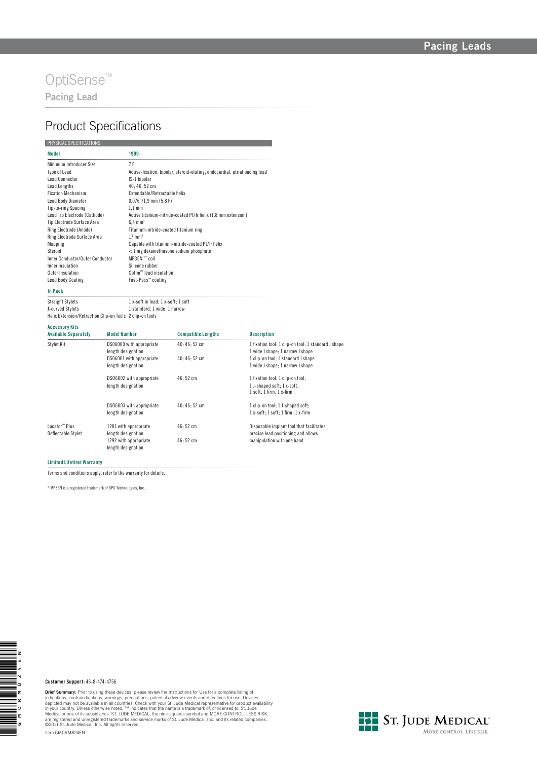# Pacing Leads

## OptiSense™

**Pacing Lead**

## Product Specifications

| PHYSICAL SPECIFICATIONS | |
|---|---|
| **Model** | **1999** |
| Minimum Introducer Size | 7 F |
| Type of Lead | Active-fixation; bipolar; steroid-eluting; endocardial; atrial pacing lead |
| Lead Connector | IS-1 bipolar |
| Lead Lengths | 40; 46; 52 cm |
| Fixation Mechanism | Extendable/Retractable helix |
| Lead Body Diameter | 0,076"/1,9 mm (5,8 F) |
| Tip-to-ring Spacing | 1,1 mm |
| Lead Tip Electrode (Cathode) | Active titanium-nitride-coated Pt/Ir helix (1,8 mm extension) |
| Tip Electrode Surface Area | 6,4 $mm^2$ |
| Ring Electrode (Anode) | Titanium-nitride-coated titanium ring |
| Ring Electrode Surface Area | 17 $mm^2$ |
| Mapping | Capable with titanium-nitride-coated Pt/Ir helix |
| Steroid | < 1 mg dexamethasone sodium phosphate |
| Inner Conductor/Outer Conductor | MP35N™* coil |
| Inner Insulation | Silicone rubber |
| Outer Insulation | Optim™ lead insulation |
| Lead Body Coating | Fast-Pass™ coating |

**In Pack**

| | |
|---|---|
| Straight Stylets | 1 x-soft in lead; 1 x-soft; 1 soft |
| J-curved Stylets | 1 standard; 1 wide; 1 narrow |
| Helix Extension/Retraction Clip-on Tools | 2 clip-on tools |

**Accessory Kits**

| Available Separately | Model Number | Compatible Lengths | Description |
|---|---|---|---|
| Stylet Kit | DS06000 with appropriate length designation | 40; 46; 52 cm | 1 fixation tool; 1 clip-on tool; 1 standard J shape 1 wide J shape; 1 narrow J shape |
| | DS06001 with appropriate length designation | 40; 46; 52 cm | 1 clip-on tool; 1 standard J shape 1 wide J shape; 1 narrow J shape |
| | DS06002 with appropriate length designation | 46; 52 cm | 1 fixation tool; 1 clip-on tool; 1 J-shaped soft; 1 x-soft; 1 soft; 1 firm; 1 x-firm |
| | DS06003 with appropriate length designation | 40; 46; 52 cm | 1 clip-on tool; 1 J-shaped soft; 1 x-soft; 1 soft; 1 firm; 1 x-firm |
| Locator™ Plus Deflectable Stylet | 1281 with appropriate length designation | 46; 52 cm | Disposable implant tool that facilitates precise lead positioning and allows manipulation with one hand |
| | 1292 with appropriate length designation | 46; 52 cm | |

**Limited Lifetime Warranty**

Terms and conditions apply; refer to the warranty for details.

\* MP35N is a registered trademark of SPS Technologies, Inc.

**Customer Support:** 46-8-474-4756

**Brief Summary:** Prior to using these devices, please review the Instructions for Use for a complete listing of indications, contraindications, warnings, precautions, potential adverse events and directions for use. Devices depicted may not be available in all countries. Check with your St. Jude Medical representative for product availability in your country. Unless otherwise noted, ™ indicates that the name is a trademark of, or licensed to, St. Jude Medical or one of its subsidiaries. ST. JUDE MEDICAL, the nine-squares symbol and MORE CONTROL. LESS RISK. are registered and unregistered trademarks and service marks of St. Jude Medical, Inc. and its related companies. ©2011 St. Jude Medical, Inc. All rights reserved.

Item GMCRM824EN

ST. JUDE MEDICAL
MORE CONTROL. LESS RISK.